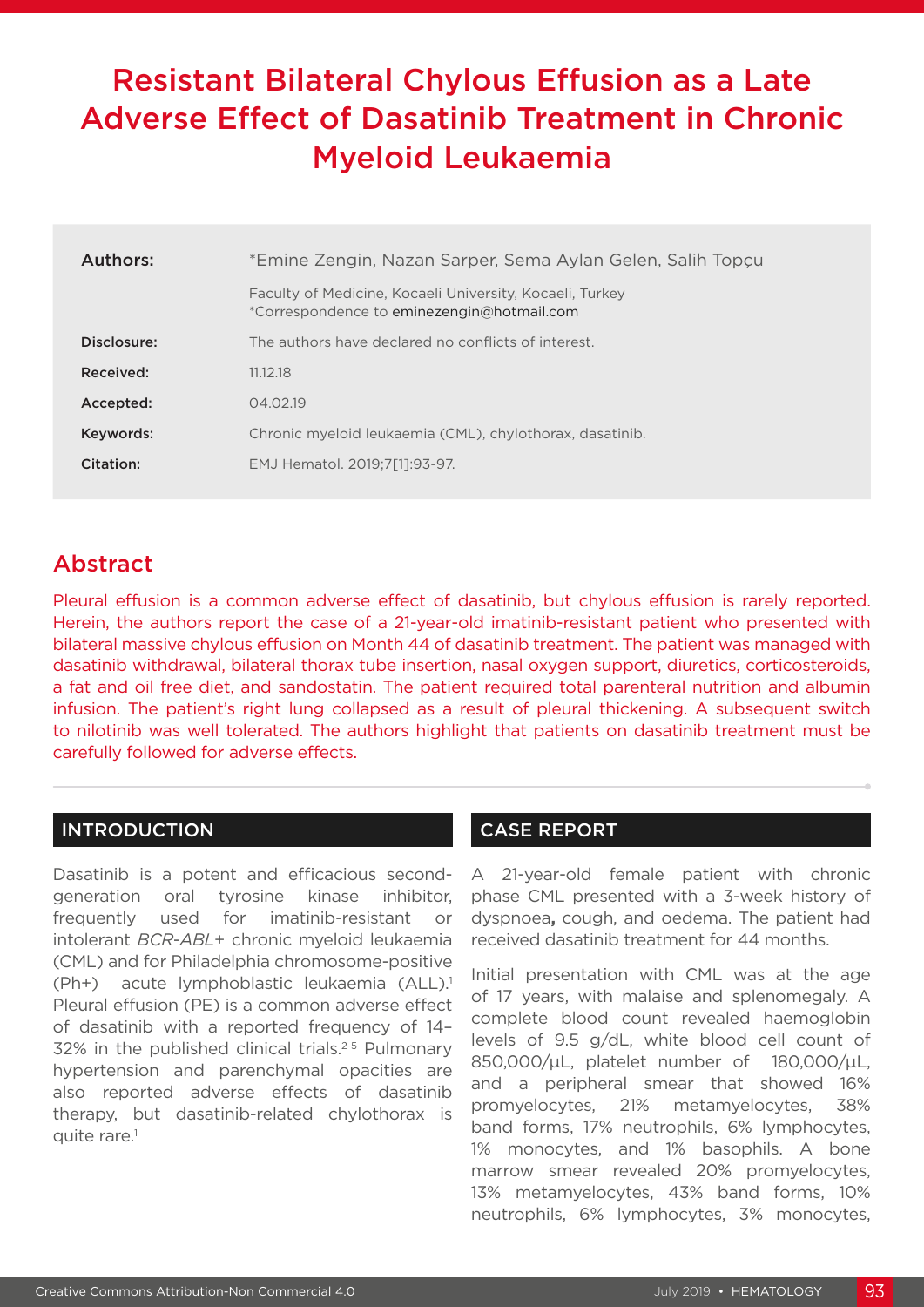# Resistant Bilateral Chylous Effusion as a Late Adverse Effect of Dasatinib Treatment in Chronic Myeloid Leukaemia

| | |
|---|---|
| **Authors:** | *Emine Zengin, Nazan Sarper, Sema Aylan Gelen, Salih Topçu |
| | Faculty of Medicine, Kocaeli University, Kocaeli, Turkey<br>*Correspondence to eminezengin@hotmail.com |
| **Disclosure:** | The authors have declared no conflicts of interest. |
| **Received:** | 11.12.18 |
| **Accepted:** | 04.02.19 |
| **Keywords:** | Chronic myeloid leukaemia (CML), chylothorax, dasatinib. |
| **Citation:** | EMJ Hematol. 2019;7[1]:93-97. |

## Abstract

Pleural effusion is a common adverse effect of dasatinib, but chylous effusion is rarely reported. Herein, the authors report the case of a 21-year-old imatinib-resistant patient who presented with bilateral massive chylous effusion on Month 44 of dasatinib treatment. The patient was managed with dasatinib withdrawal, bilateral thorax tube insertion, nasal oxygen support, diuretics, corticosteroids, a fat and oil free diet, and sandostatin. The patient required total parenteral nutrition and albumin infusion. The patient's right lung collapsed as a result of pleural thickening. A subsequent switch to nilotinib was well tolerated. The authors highlight that patients on dasatinib treatment must be carefully followed for adverse effects.

## INTRODUCTION

Dasatinib is a potent and efficacious second-generation oral tyrosine kinase inhibitor, frequently used for imatinib-resistant or intolerant *BCR-ABL+* chronic myeloid leukaemia (CML) and for Philadelphia chromosome-positive (Ph+) acute lymphoblastic leukaemia (ALL).[1] Pleural effusion (PE) is a common adverse effect of dasatinib with a reported frequency of 14–32% in the published clinical trials.[2-5] Pulmonary hypertension and parenchymal opacities are also reported adverse effects of dasatinib therapy, but dasatinib-related chylothorax is quite rare.[1]

## CASE REPORT

A 21-year-old female patient with chronic phase CML presented with a 3-week history of dyspnoea**,** cough, and oedema. The patient had received dasatinib treatment for 44 months.

Initial presentation with CML was at the age of 17 years, with malaise and splenomegaly. A complete blood count revealed haemoglobin levels of 9.5 g/dL, white blood cell count of 850,000/µL, platelet number of 180,000/µL, and a peripheral smear that showed 16% promyelocytes, 21% metamyelocytes, 38% band forms, 17% neutrophils, 6% lymphocytes, 1% monocytes, and 1% basophils. A bone marrow smear revealed 20% promyelocytes, 13% metamyelocytes, 43% band forms, 10% neutrophils, 6% lymphocytes, 3% monocytes,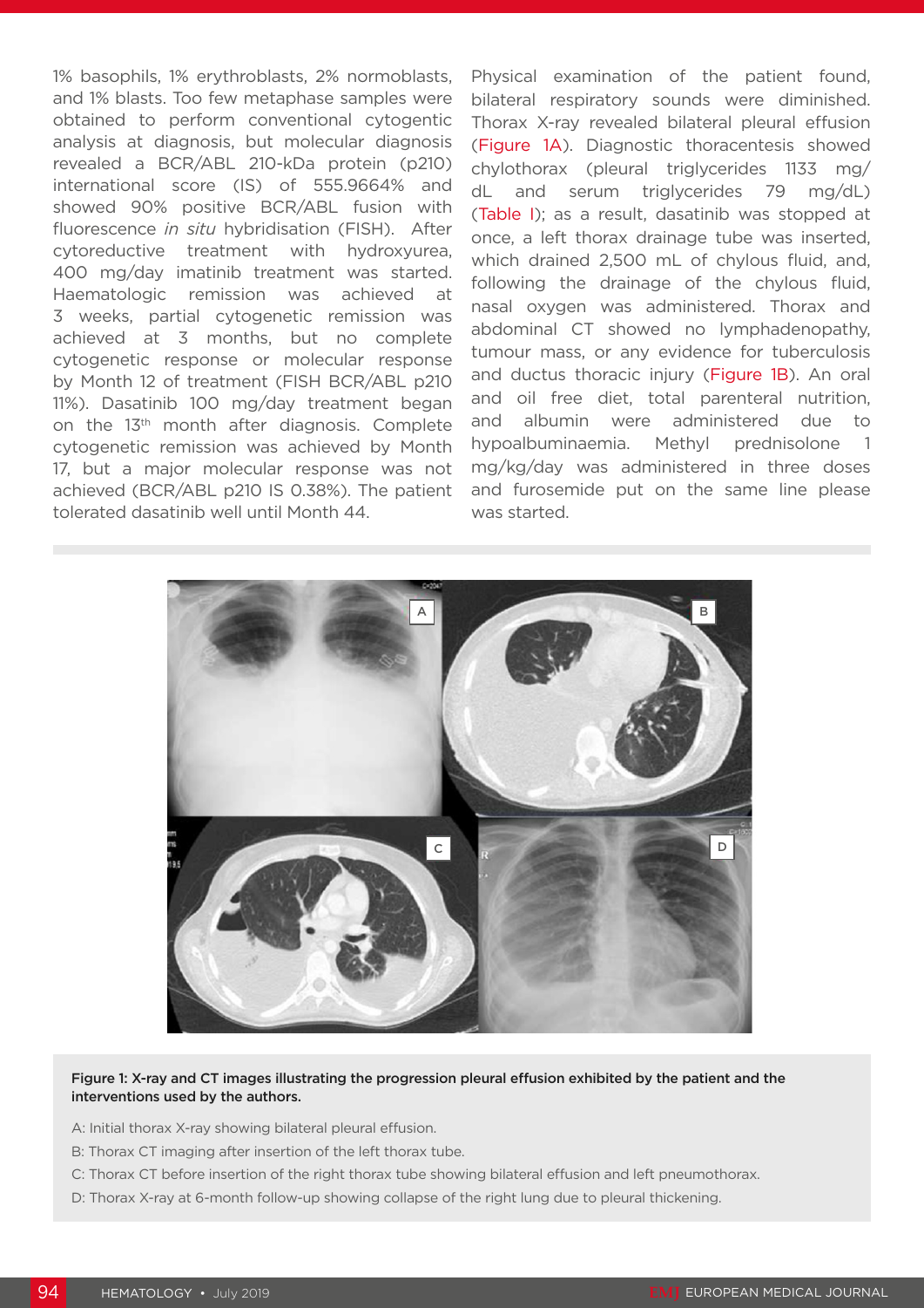1% basophils, 1% erythroblasts, 2% normoblasts, and 1% blasts. Too few metaphase samples were obtained to perform conventional cytogentic analysis at diagnosis, but molecular diagnosis revealed a BCR/ABL 210-kDa protein (p210) international score (IS) of 555.9664% and showed 90% positive BCR/ABL fusion with fluorescence *in situ* hybridisation (FISH). After cytoreductive treatment with hydroxyurea, 400 mg/day imatinib treatment was started. Haematologic remission was achieved at 3 weeks, partial cytogenetic remission was achieved at 3 months, but no complete cytogenetic response or molecular response by Month 12 of treatment (FISH BCR/ABL p210 11%). Dasatinib 100 mg/day treatment began on the 13th month after diagnosis. Complete cytogenetic remission was achieved by Month 17, but a major molecular response was not achieved (BCR/ABL p210 IS 0.38%). The patient tolerated dasatinib well until Month 44.

Physical examination of the patient found, bilateral respiratory sounds were diminished. Thorax X-ray revealed bilateral pleural effusion (Figure 1A). Diagnostic thoracentesis showed chylothorax (pleural triglycerides 1133 mg/dL and serum triglycerides 79 mg/dL) (Table I); as a result, dasatinib was stopped at once, a left thorax drainage tube was inserted, which drained 2,500 mL of chylous fluid, and, following the drainage of the chylous fluid, nasal oxygen was administered. Thorax and abdominal CT showed no lymphadenopathy, tumour mass, or any evidence for tuberculosis and ductus thoracic injury (Figure 1B). An oral and oil free diet, total parenteral nutrition, and albumin were administered due to hypoalbuminaemia. Methyl prednisolone 1 mg/kg/day was administered in three doses and furosemide put on the same line please was started.

**Figure 1: X-ray and CT images illustrating the progression pleural effusion exhibited by the patient and the interventions used by the authors.**

A: Initial thorax X-ray showing bilateral pleural effusion.

B: Thorax CT imaging after insertion of the left thorax tube.

C: Thorax CT before insertion of the right thorax tube showing bilateral effusion and left pneumothorax.

D: Thorax X-ray at 6-month follow-up showing collapse of the right lung due to pleural thickening.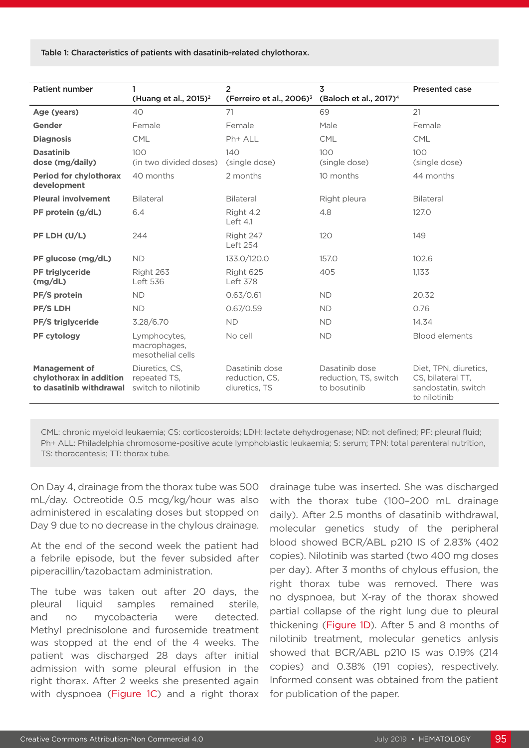Table 1: Characteristics of patients with dasatinib-related chylothorax.

| Patient number | 1 (Huang et al., 2015)[2] | 2 (Ferreiro et al., 2006)[3] | 3 (Baloch et al., 2017)[4] | Presented case |
|---|---|---|---|---|
| **Age (years)** | 40 | 71 | 69 | 21 |
| **Gender** | Female | Female | Male | Female |
| **Diagnosis** | CML | Ph+ ALL | CML | CML |
| **Dasatinib dose (mg/daily)** | 100 (in two divided doses) | 140 (single dose) | 100 (single dose) | 100 (single dose) |
| **Period for chylothorax development** | 40 months | 2 months | 10 months | 44 months |
| **Pleural involvement** | Bilateral | Bilateral | Right pleura | Bilateral |
| **PF protein (g/dL)** | 6.4 | Right 4.2 Left 4.1 | 4.8 | 127.0 |
| **PF LDH (U/L)** | 244 | Right 247 Left 254 | 120 | 149 |
| **PF glucose (mg/dL)** | ND | 133.0/120.0 | 157.0 | 102.6 |
| **PF triglyceride (mg/dL)** | Right 263 Left 536 | Right 625 Left 378 | 405 | 1,133 |
| **PF/S protein** | ND | 0.63/0.61 | ND | 20.32 |
| **PF/S LDH** | ND | 0.67/0.59 | ND | 0.76 |
| **PF/S triglyceride** | 3.28/6.70 | ND | ND | 14.34 |
| **PF cytology** | Lymphocytes, macrophages, mesothelial cells | No cell | ND | Blood elements |
| **Management of chylothorax in addition to dasatinib withdrawal** | Diuretics, CS, repeated TS, switch to nilotinib | Dasatinib dose reduction, CS, diuretics, TS | Dasatinib dose reduction, TS, switch to bosutinib | Diet, TPN, diuretics, CS, bilateral TT, sandostatin, switch to nilotinib |

CML: chronic myeloid leukaemia; CS: corticosteroids; LDH: lactate dehydrogenase; ND: not defined; PF: pleural fluid; Ph+ ALL: Philadelphia chromosome-positive acute lymphoblastic leukaemia; S: serum; TPN: total parenteral nutrition, TS: thoracentesis; TT: thorax tube.

On Day 4, drainage from the thorax tube was 500 mL/day. Octreotide 0.5 mcg/kg/hour was also administered in escalating doses but stopped on Day 9 due to no decrease in the chylous drainage.

At the end of the second week the patient had a febrile episode, but the fever subsided after piperacillin/tazobactam administration.

The tube was taken out after 20 days, the pleural liquid samples remained sterile, and no mycobacteria were detected. Methyl prednisolone and furosemide treatment was stopped at the end of the 4 weeks. The patient was discharged 28 days after initial admission with some pleural effusion in the right thorax. After 2 weeks she presented again with dyspnoea (Figure 1C) and a right thorax drainage tube was inserted. She was discharged with the thorax tube (100–200 mL drainage daily). After 2.5 months of dasatinib withdrawal, molecular genetics study of the peripheral blood showed BCR/ABL p210 IS of 2.83% (402 copies). Nilotinib was started (two 400 mg doses per day). After 3 months of chylous effusion, the right thorax tube was removed. There was no dyspnoea, but X-ray of the thorax showed partial collapse of the right lung due to pleural thickening (Figure 1D). After 5 and 8 months of nilotinib treatment, molecular genetics anlysis showed that BCR/ABL p210 IS was 0.19% (214 copies) and 0.38% (191 copies), respectively. Informed consent was obtained from the patient for publication of the paper.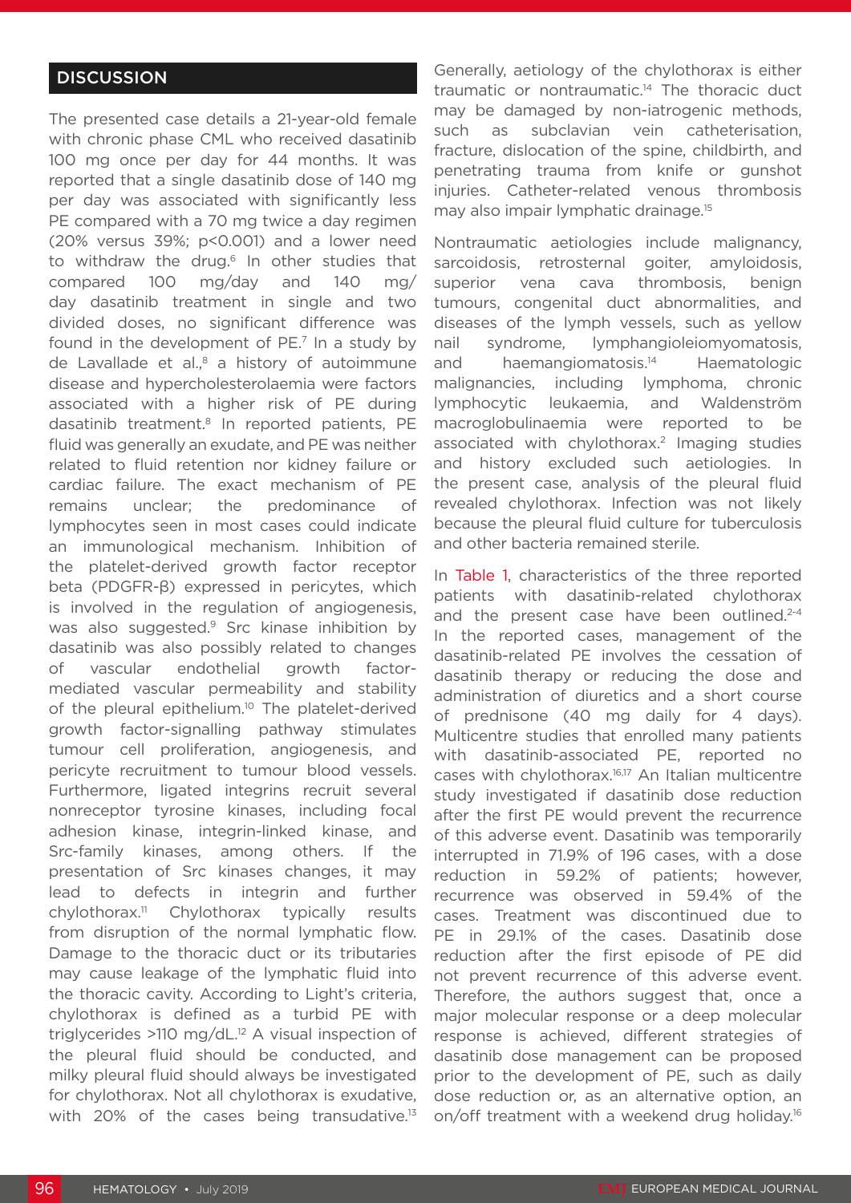## DISCUSSION

The presented case details a 21-year-old female with chronic phase CML who received dasatinib 100 mg once per day for 44 months. It was reported that a single dasatinib dose of 140 mg per day was associated with significantly less PE compared with a 70 mg twice a day regimen (20% versus 39%; $p<0.001$) and a lower need to withdraw the drug.[6] In other studies that compared 100 mg/day and 140 mg/day dasatinib treatment in single and two divided doses, no significant difference was found in the development of PE.[7] In a study by de Lavallade et al.,[8] a history of autoimmune disease and hypercholesterolaemia were factors associated with a higher risk of PE during dasatinib treatment.[8] In reported patients, PE fluid was generally an exudate, and PE was neither related to fluid retention nor kidney failure or cardiac failure. The exact mechanism of PE remains unclear; the predominance of lymphocytes seen in most cases could indicate an immunological mechanism. Inhibition of the platelet-derived growth factor receptor beta (PDGFR-β) expressed in pericytes, which is involved in the regulation of angiogenesis, was also suggested.[9] Src kinase inhibition by dasatinib was also possibly related to changes of vascular endothelial growth factor-mediated vascular permeability and stability of the pleural epithelium.[10] The platelet-derived growth factor-signalling pathway stimulates tumour cell proliferation, angiogenesis, and pericyte recruitment to tumour blood vessels. Furthermore, ligated integrins recruit several nonreceptor tyrosine kinases, including focal adhesion kinase, integrin-linked kinase, and Src-family kinases, among others. If the presentation of Src kinases changes, it may lead to defects in integrin and further chylothorax.[11] Chylothorax typically results from disruption of the normal lymphatic flow. Damage to the thoracic duct or its tributaries may cause leakage of the lymphatic fluid into the thoracic cavity. According to Light's criteria, chylothorax is defined as a turbid PE with triglycerides >110 mg/dL.[12] A visual inspection of the pleural fluid should be conducted, and milky pleural fluid should always be investigated for chylothorax. Not all chylothorax is exudative, with 20% of the cases being transudative.[13] Generally, aetiology of the chylothorax is either traumatic or nontraumatic.[14] The thoracic duct may be damaged by non-iatrogenic methods, such as subclavian vein catheterisation, fracture, dislocation of the spine, childbirth, and penetrating trauma from knife or gunshot injuries. Catheter-related venous thrombosis may also impair lymphatic drainage.[15]

Nontraumatic aetiologies include malignancy, sarcoidosis, retrosternal goiter, amyloidosis, superior vena cava thrombosis, benign tumours, congenital duct abnormalities, and diseases of the lymph vessels, such as yellow nail syndrome, lymphangioleiomyomatosis, and haemangiomatosis.[14] Haematologic malignancies, including lymphoma, chronic lymphocytic leukaemia, and Waldenström macroglobulinaemia were reported to be associated with chylothorax.[2] Imaging studies and history excluded such aetiologies. In the present case, analysis of the pleural fluid revealed chylothorax. Infection was not likely because the pleural fluid culture for tuberculosis and other bacteria remained sterile.

In Table 1, characteristics of the three reported patients with dasatinib-related chylothorax and the present case have been outlined.[2-4] In the reported cases, management of the dasatinib-related PE involves the cessation of dasatinib therapy or reducing the dose and administration of diuretics and a short course of prednisone (40 mg daily for 4 days). Multicentre studies that enrolled many patients with dasatinib-associated PE, reported no cases with chylothorax.[16,17] An Italian multicentre study investigated if dasatinib dose reduction after the first PE would prevent the recurrence of this adverse event. Dasatinib was temporarily interrupted in 71.9% of 196 cases, with a dose reduction in 59.2% of patients; however, recurrence was observed in 59.4% of the cases. Treatment was discontinued due to PE in 29.1% of the cases. Dasatinib dose reduction after the first episode of PE did not prevent recurrence of this adverse event. Therefore, the authors suggest that, once a major molecular response or a deep molecular response is achieved, different strategies of dasatinib dose management can be proposed prior to the development of PE, such as daily dose reduction or, as an alternative option, an on/off treatment with a weekend drug holiday.[16]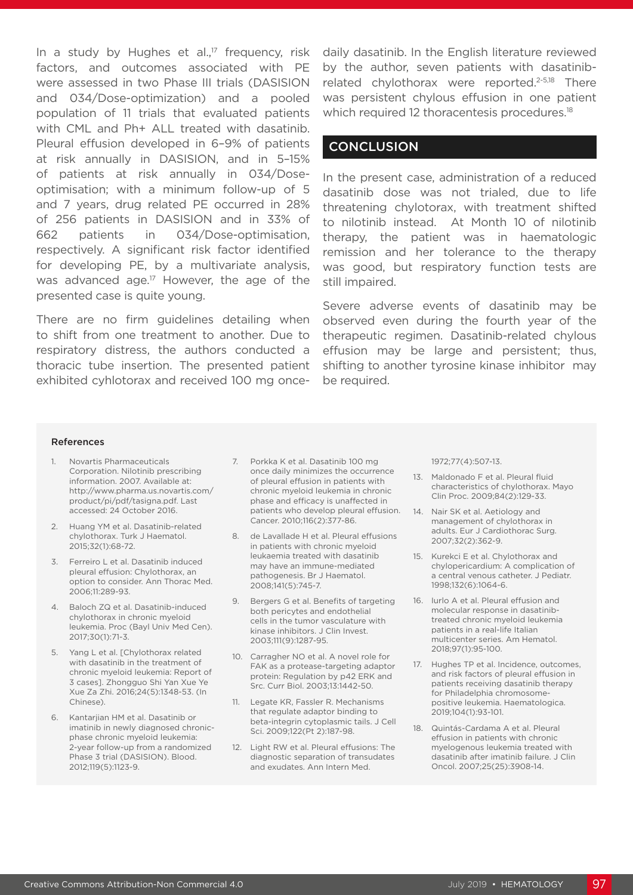In a study by Hughes et al.,[17] frequency, risk factors, and outcomes associated with PE were assessed in two Phase III trials (DASISION and 034/Dose-optimization) and a pooled population of 11 trials that evaluated patients with CML and Ph+ ALL treated with dasatinib. Pleural effusion developed in 6–9% of patients at risk annually in DASISION, and in 5–15% of patients at risk annually in 034/Dose-optimisation; with a minimum follow-up of 5 and 7 years, drug related PE occurred in 28% of 256 patients in DASISION and in 33% of 662 patients in 034/Dose-optimisation, respectively. A significant risk factor identified for developing PE, by a multivariate analysis, was advanced age.[17] However, the age of the presented case is quite young.

There are no firm guidelines detailing when to shift from one treatment to another. Due to respiratory distress, the authors conducted a thoracic tube insertion. The presented patient exhibited cyhlotorax and received 100 mg once-daily dasatinib. In the English literature reviewed by the author, seven patients with dasatinib-related chylothorax were reported.[2-5,18] There was persistent chylous effusion in one patient which required 12 thoracentesis procedures.[18]

## CONCLUSION

In the present case, administration of a reduced dasatinib dose was not trialed, due to life threatening chylotorax, with treatment shifted to nilotinib instead. At Month 10 of nilotinib therapy, the patient was in haematologic remission and her tolerance to the therapy was good, but respiratory function tests are still impaired.

Severe adverse events of dasatinib may be observed even during the fourth year of the therapeutic regimen. Dasatinib-related chylous effusion may be large and persistent; thus, shifting to another tyrosine kinase inhibitor may be required.

#### References

1. Novartis Pharmaceuticals Corporation. Nilotinib prescribing information. 2007. Available at: http://www.pharma.us.novartis.com/product/pi/pdf/tasigna.pdf. Last accessed: 24 October 2016.
2. Huang YM et al. Dasatinib-related chylothorax. Turk J Haematol. 2015;32(1):68-72.
3. Ferreiro L et al. Dasatinib induced pleural effusion: Chylothorax, an option to consider. Ann Thorac Med. 2006;11:289-93.
4. Baloch ZQ et al. Dasatinib-induced chylothorax in chronic myeloid leukemia. Proc (Bayl Univ Med Cen). 2017;30(1):71-3.
5. Yang L et al. [Chylothorax related with dasatinib in the treatment of chronic myeloid leukemia: Report of 3 cases]. Zhongguo Shi Yan Xue Ye Xue Za Zhi. 2016;24(5):1348-53. (In Chinese).
6. Kantarjian HM et al. Dasatinib or imatinib in newly diagnosed chronic-phase chronic myeloid leukemia: 2-year follow-up from a randomized Phase 3 trial (DASISION). Blood. 2012;119(5):1123-9.
7. Porkka K et al. Dasatinib 100 mg once daily minimizes the occurrence of pleural effusion in patients with chronic myeloid leukemia in chronic phase and efficacy is unaffected in patients who develop pleural effusion. Cancer. 2010;116(2):377-86.
8. de Lavallade H et al. Pleural effusions in patients with chronic myeloid leukaemia treated with dasatinib may have an immune-mediated pathogenesis. Br J Haematol. 2008;141(5):745-7.
9. Bergers G et al. Benefits of targeting both pericytes and endothelial cells in the tumor vasculature with kinase inhibitors. J Clin Invest. 2003;111(9):1287-95.
10. Carragher NO et al. A novel role for FAK as a protease-targeting adaptor protein: Regulation by p42 ERK and Src. Curr Biol. 2003;13:1442-50.
11. Legate KR, Fassler R. Mechanisms that regulate adaptor binding to beta-integrin cytoplasmic tails. J Cell Sci. 2009;122(Pt 2):187-98.
12. Light RW et al. Pleural effusions: The diagnostic separation of transudates and exudates. Ann Intern Med. 1972;77(4):507-13.
13. Maldonado F et al. Pleural fluid characteristics of chylothorax. Mayo Clin Proc. 2009;84(2):129-33.
14. Nair SK et al. Aetiology and management of chylothorax in adults. Eur J Cardiothorac Surg. 2007;32(2):362-9.
15. Kurekci E et al. Chylothorax and chylopericardium: A complication of a central venous catheter. J Pediatr. 1998;132(6):1064-6.
16. Iurlo A et al. Pleural effusion and molecular response in dasatinib-treated chronic myeloid leukemia patients in a real-life Italian multicenter series. Am Hematol. 2018;97(1):95-100.
17. Hughes TP et al. Incidence, outcomes, and risk factors of pleural effusion in patients receiving dasatinib therapy for Philadelphia chromosome-positive leukemia. Haematologica. 2019;104(1):93-101.
18. Quintás-Cardama A et al. Pleural effusion in patients with chronic myelogenous leukemia treated with dasatinib after imatinib failure. J Clin Oncol. 2007;25(25):3908-14.